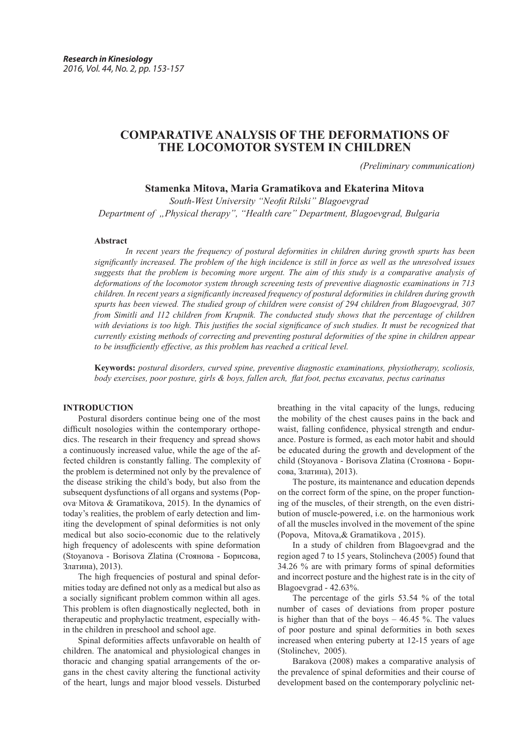# COMPARATIVE ANALYSIS OF THE DEFORMATIONS OF THE LOCOMOTOR SYSTEM IN CHILDREN

*(Preliminary communication)*

**Stamenka Mitova, Maria Gramatikova and Ekaterina Mitova**

*South-West University "Neofit Rilski" Blagoevgrad*
*Department of „Physical therapy", "Health care" Department, Blagoevgrad, Bulgaria*

**Abstract**

*In recent years the frequency of postural deformities in children during growth spurts has been significantly increased. The problem of the high incidence is still in force as well as the unresolved issues suggests that the problem is becoming more urgent. The aim of this study is a comparative analysis of deformations of the locomotor system through screening tests of preventive diagnostic examinations in 713 children. In recent years a significantly increased frequency of postural deformities in children during growth spurts has been viewed. The studied group of children were consist of 294 children from Blagoevgrad, 307 from Simitli and 112 children from Krupnik. The conducted study shows that the percentage of children with deviations is too high. This justifies the social significance of such studies. It must be recognized that currently existing methods of correcting and preventing postural deformities of the spine in children appear to be insufficiently effective, as this problem has reached a critical level.*

**Keywords:** *postural disorders, curved spine, preventive diagnostic examinations, physiotherapy, scoliosis, body exercises, poor posture, girls & boys, fallen arch, flat foot, pectus excavatus, pectus carinatus*

## INTRODUCTION

Postural disorders continue being one of the most difficult nosologies within the contemporary orthopedics. The research in their frequency and spread shows a continuously increased value, while the age of the affected children is constantly falling. The complexity of the problem is determined not only by the prevalence of the disease striking the child's body, but also from the subsequent dysfunctions of all organs and systems (Popova, Mitova & Gramatikova, 2015). In the dynamics of today's realities, the problem of early detection and limiting the development of spinal deformities is not only medical but also socio-economic due to the relatively high frequency of adolescents with spine deformation (Stoyanova - Borisova Zlatina (Стоянова - Борисова, Златина), 2013).

The high frequencies of postural and spinal deformities today are defined not only as a medical but also as a socially significant problem common within all ages. This problem is often diagnostically neglected, both in therapeutic and prophylactic treatment, especially within the children in preschool and school age.

Spinal deformities affects unfavorable on health of children. The anatomical and physiological changes in thoracic and changing spatial arrangements of the organs in the chest cavity altering the functional activity of the heart, lungs and major blood vessels. Disturbed breathing in the vital capacity of the lungs, reducing the mobility of the chest causes pains in the back and waist, falling confidence, physical strength and endurance. Posture is formed, as each motor habit and should be educated during the growth and development of the child (Stoyanova - Borisova Zlatina (Стоянова - Борисова, Златина), 2013).

The posture, its maintenance and education depends on the correct form of the spine, on the proper functioning of the muscles, of their strength, on the even distribution of muscle-powered, i.e. on the harmonious work of all the muscles involved in the movement of the spine (Popova, Mitova,& Gramatikova , 2015).

In a study of children from Blagoevgrad and the region aged 7 to 15 years, Stolincheva (2005) found that 34.26 % are with primary forms of spinal deformities and incorrect posture and the highest rate is in the city of Blagoevgrad - 42.63%.

The percentage of the girls 53.54 % of the total number of cases of deviations from proper posture is higher than that of the boys – 46.45 %. The values of poor posture and spinal deformities in both sexes increased when entering puberty at 12-15 years of age (Stolinchev, 2005).

Barakova (2008) makes a comparative analysis of the prevalence of spinal deformities and their course of development based on the contemporary polyclinic net-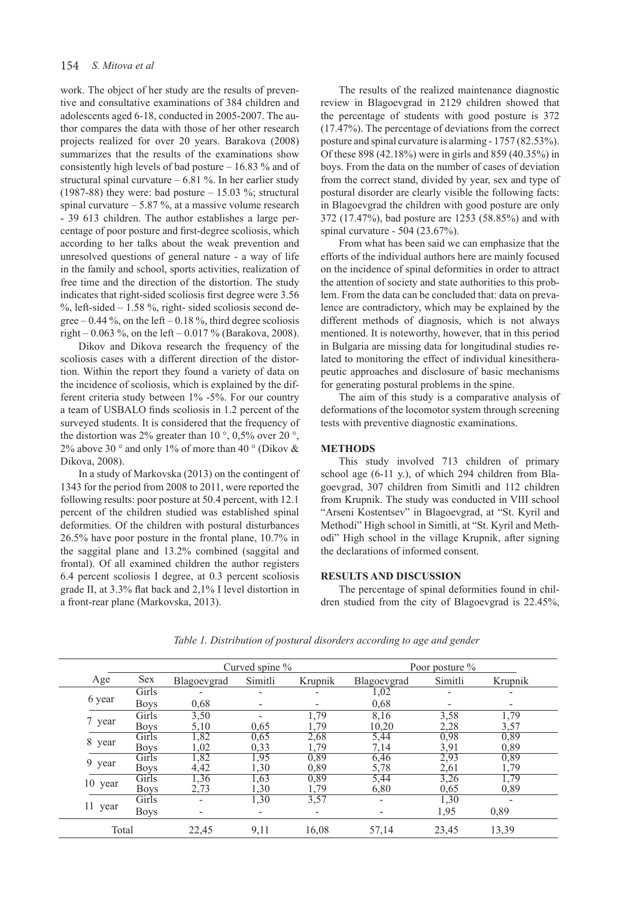work. The object of her study are the results of preventive and consultative examinations of 384 children and adolescents aged 6-18, conducted in 2005-2007. The author compares the data with those of her other research projects realized for over 20 years. Barakova (2008) summarizes that the results of the examinations show consistently high levels of bad posture – 16.83 % and of structural spinal curvature – 6.81 %. In her earlier study (1987-88) they were: bad posture – 15.03 %; structural spinal curvature – 5.87 %, at a massive volume research - 39 613 children. The author establishes a large percentage of poor posture and first-degree scoliosis, which according to her talks about the weak prevention and unresolved questions of general nature - a way of life in the family and school, sports activities, realization of free time and the direction of the distortion. The study indicates that right-sided scoliosis first degree were 3.56 %, left-sided – 1.58 %, right- sided scoliosis second degree – 0.44 %, on the left – 0.18 %, third degree scoliosis right – 0.063 %, on the left – 0.017 % (Barakova, 2008).

Dikov and Dikova research the frequency of the scoliosis cases with a different direction of the distortion. Within the report they found a variety of data on the incidence of scoliosis, which is explained by the different criteria study between 1% -5%. For our country a team of USBALO finds scoliosis in 1.2 percent of the surveyed students. It is considered that the frequency of the distortion was 2% greater than 10 °, 0,5% over 20 °, 2% above 30 ° and only 1% of more than 40 ° (Dikov & Dikova, 2008).

In a study of Markovska (2013) on the contingent of 1343 for the period from 2008 to 2011, were reported the following results: poor posture at 50.4 percent, with 12.1 percent of the children studied was established spinal deformities. Of the children with postural disturbances 26.5% have poor posture in the frontal plane, 10.7% in the saggital plane and 13.2% combined (saggital and frontal). Of all examined children the author registers 6.4 percent scoliosis I degree, at 0.3 percent scoliosis grade II, at 3.3% flat back and 2,1% I level distortion in a front-rear plane (Markovska, 2013).

The results of the realized maintenance diagnostic review in Blagoevgrad in 2129 children showed that the percentage of students with good posture is 372 (17.47%). The percentage of deviations from the correct posture and spinal curvature is alarming - 1757 (82.53%). Of these 898 (42.18%) were in girls and 859 (40.35%) in boys. From the data on the number of cases of deviation from the correct stand, divided by year, sex and type of postural disorder are clearly visible the following facts: in Blagoevgrad the children with good posture are only 372 (17.47%), bad posture are 1253 (58.85%) and with spinal curvature - 504 (23.67%).

From what has been said we can emphasize that the efforts of the individual authors here are mainly focused on the incidence of spinal deformities in order to attract the attention of society and state authorities to this problem. From the data can be concluded that: data on prevalence are contradictory, which may be explained by the different methods of diagnosis, which is not always mentioned. It is noteworthy, however, that in this period in Bulgaria are missing data for longitudinal studies related to monitoring the effect of individual kinesitherapeutic approaches and disclosure of basic mechanisms for generating postural problems in the spine.

The aim of this study is a comparative analysis of deformations of the locomotor system through screening tests with preventive diagnostic examinations.

## METHODS

This study involved 713 children of primary school age (6-11 y.), of which 294 children from Blagoevgrad, 307 children from Simitli and 112 children from Krupnik. The study was conducted in VIII school "Arseni Kostentsev" in Blagoevgrad, at "St. Kyril and Methodi" High school in Simitli, at "St. Kyril and Methodi" High school in the village Krupnik, after signing the declarations of informed consent.

## RESULTS AND DISCUSSION

The percentage of spinal deformities found in children studied from the city of Blagoevgrad is 22.45%,

*Table 1. Distribution of postural disorders according to age and gender*

| Age | Sex | Curved spine % | | | Poor posture % | | |
|---|---|---|---|---|---|---|---|
| | | Blagoevgrad | Simitli | Krupnik | Blagoevgrad | Simitli | Krupnik |
| 6 year | Girls | - | - | - | 1,02 | - | - |
| | Boys | 0,68 | - | - | 0,68 | - | - |
| 7 year | Girls | 3,50 | - | 1,79 | 8,16 | 3,58 | 1,79 |
| | Boys | 5,10 | 0,65 | 1,79 | 10,20 | 2,28 | 3,57 |
| 8 year | Girls | 1,82 | 0,65 | 2,68 | 5,44 | 0,98 | 0,89 |
| | Boys | 1,02 | 0,33 | 1,79 | 7,14 | 3,91 | 0,89 |
| 9 year | Girls | 1,82 | 1,95 | 0,89 | 6,46 | 2,93 | 0,89 |
| | Boys | 4,42 | 1,30 | 0,89 | 5,78 | 2,61 | 1,79 |
| 10 year | Girls | 1,36 | 1,63 | 0,89 | 5,44 | 3,26 | 1,79 |
| | Boys | 2,73 | 1,30 | 1,79 | 6,80 | 0,65 | 0,89 |
| 11 year | Girls | - | 1,30 | 3,57 | - | 1,30 | - |
| | Boys | - | - | - | - | 1,95 | 0,89 |
| Total | | 22,45 | 9,11 | 16,08 | 57,14 | 23,45 | 13,39 |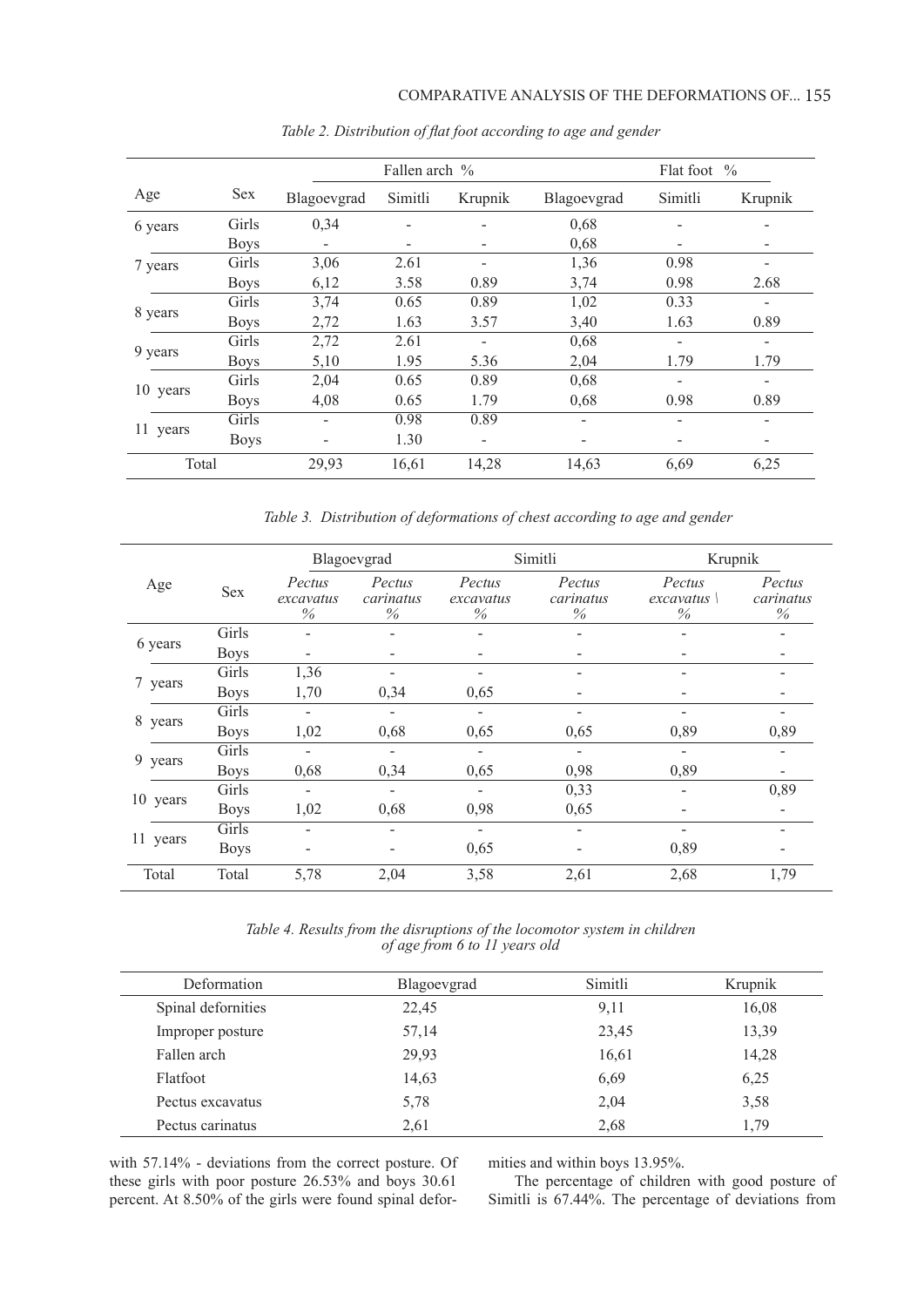*Table 2. Distribution of flat foot according to age and gender*

| Age | Sex | Fallen arch % | | | Flat foot % | | |
|---|---|---|---|---|---|---|---|
| | | Blagoevgrad | Simitli | Krupnik | Blagoevgrad | Simitli | Krupnik |
| 6 years | Girls | 0,34 | - | - | 0,68 | - | - |
| | Boys | - | - | - | 0,68 | - | - |
| 7 years | Girls | 3,06 | 2.61 | - | 1,36 | 0.98 | - |
| | Boys | 6,12 | 3.58 | 0.89 | 3,74 | 0.98 | 2.68 |
| 8 years | Girls | 3,74 | 0.65 | 0.89 | 1,02 | 0.33 | - |
| | Boys | 2,72 | 1.63 | 3.57 | 3,40 | 1.63 | 0.89 |
| 9 years | Girls | 2,72 | 2.61 | - | 0,68 | - | - |
| | Boys | 5,10 | 1.95 | 5.36 | 2,04 | 1.79 | 1.79 |
| 10 years | Girls | 2,04 | 0.65 | 0.89 | 0,68 | - | - |
| | Boys | 4,08 | 0.65 | 1.79 | 0,68 | 0.98 | 0.89 |
| 11 years | Girls | - | 0.98 | 0.89 | - | - | - |
| | Boys | - | 1.30 | - | - | - | - |
| Total | | 29,93 | 16,61 | 14,28 | 14,63 | 6,69 | 6,25 |

*Table 3. Distribution of deformations of chest according to age and gender*

| Age | Sex | Blagoevgrad | | Simitli | | Krupnik | |
|---|---|---|---|---|---|---|---|
| | | *Pectus excavatus %* | *Pectus carinatus %* | *Pectus excavatus %* | *Pectus carinatus %* | *Pectus excavatus \ %* | *Pectus carinatus %* |
| 6 years | Girls | - | - | - | - | - | - |
| | Boys | - | - | - | - | - | - |
| 7 years | Girls | 1,36 | - | - | - | - | - |
| | Boys | 1,70 | 0,34 | 0,65 | - | - | - |
| 8 years | Girls | - | - | - | - | - | - |
| | Boys | 1,02 | 0,68 | 0,65 | 0,65 | 0,89 | 0,89 |
| 9 years | Girls | - | - | - | - | - | - |
| | Boys | 0,68 | 0,34 | 0,65 | 0,98 | 0,89 | - |
| 10 years | Girls | - | - | - | 0,33 | - | 0,89 |
| | Boys | 1,02 | 0,68 | 0,98 | 0,65 | - | - |
| 11 years | Girls | - | - | - | - | - | - |
| | Boys | - | - | 0,65 | - | 0,89 | - |
| Total | Total | 5,78 | 2,04 | 3,58 | 2,61 | 2,68 | 1,79 |

*Table 4. Results from the disruptions of the locomotor system in children of age from 6 to 11 years old*

| Deformation | Blagoevgrad | Simitli | Krupnik |
|---|---|---|---|
| Spinal defornities | 22,45 | 9,11 | 16,08 |
| Improper posture | 57,14 | 23,45 | 13,39 |
| Fallen arch | 29,93 | 16,61 | 14,28 |
| Flatfoot | 14,63 | 6,69 | 6,25 |
| Pectus excavatus | 5,78 | 2,04 | 3,58 |
| Pectus carinatus | 2,61 | 2,68 | 1,79 |

with 57.14% - deviations from the correct posture. Of these girls with poor posture 26.53% and boys 30.61 percent. At 8.50% of the girls were found spinal deformities and within boys 13.95%.

The percentage of children with good posture of Simitli is 67.44%. The percentage of deviations from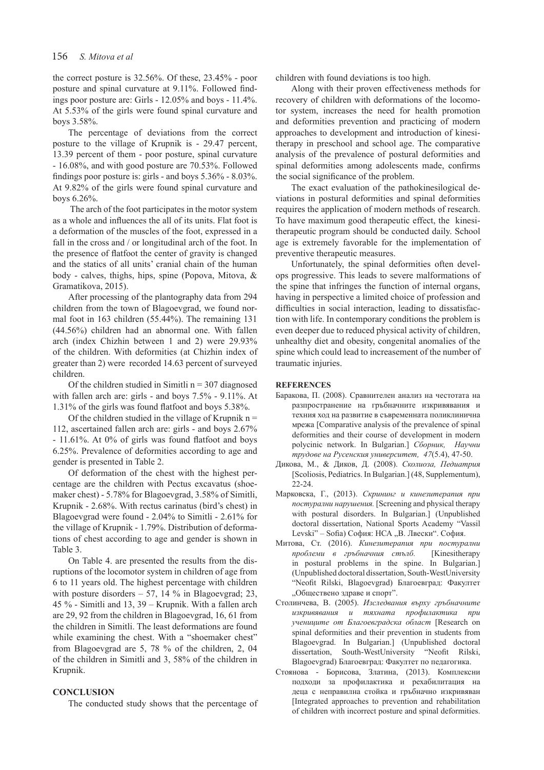the correct posture is 32.56%. Of these, 23.45% - poor posture and spinal curvature at 9.11%. Followed findings poor posture are: Girls - 12.05% and boys - 11.4%. At 5.53% of the girls were found spinal curvature and boys 3.58%.

The percentage of deviations from the correct posture to the village of Krupnik is - 29.47 percent, 13.39 percent of them - poor posture, spinal curvature - 16.08%, and with good posture are 70.53%. Followed findings poor posture is: girls - and boys 5.36% - 8.03%. At 9.82% of the girls were found spinal curvature and boys 6.26%.

The arch of the foot participates in the motor system as a whole and influences the all of its units. Flat foot is a deformation of the muscles of the foot, expressed in a fall in the cross and / or longitudinal arch of the foot. In the presence of flatfoot the center of gravity is changed and the statics of all units' cranial chain of the human body - calves, thighs, hips, spine (Popova, Mitova, & Gramatikova, 2015).

After processing of the plantography data from 294 children from the town of Blagoevgrad, we found normal foot in 163 children (55.44%). The remaining 131 (44.56%) children had an abnormal one. With fallen arch (index Chizhin between 1 and 2) were 29.93% of the children. With deformities (at Chizhin index of greater than 2) were recorded 14.63 percent of surveyed children.

Of the children studied in Simitli n = 307 diagnosed with fallen arch are: girls - and boys 7.5% - 9.11%. At 1.31% of the girls was found flatfoot and boys 5.38%.

Of the children studied in the village of Krupnik n = 112, ascertained fallen arch are: girls - and boys 2.67% - 11.61%. At 0% of girls was found flatfoot and boys 6.25%. Prevalence of deformities according to age and gender is presented in Table 2.

Of deformation of the chest with the highest percentage are the children with Pectus excavatus (shoemaker chest) - 5.78% for Blagoevgrad, 3.58% of Simitli, Krupnik - 2.68%. With rectus carinatus (bird's chest) in Blagoevgrad were found - 2.04% to Simitli - 2.61% for the village of Krupnik - 1.79%. Distribution of deformations of chest according to age and gender is shown in Table 3.

On Table 4. are presented the results from the disruptions of the locomotor system in children of age from 6 to 11 years old. The highest percentage with children with posture disorders – 57, 14 % in Blagoevgrad; 23, 45 % - Simitli and 13, 39 – Krupnik. With a fallen arch are 29, 92 from the children in Blagoevgrad, 16, 61 from the children in Simitli. The least deformations are found while examining the chest. With a "shoemaker chest" from Blagoevgrad are 5, 78 % of the children, 2, 04 of the children in Simitli and 3, 58% of the children in Krupnik.

## CONCLUSION

The conducted study shows that the percentage of children with found deviations is too high.

Along with their proven effectiveness methods for recovery of children with deformations of the locomotor system, increases the need for health promotion and deformities prevention and practicing of modern approaches to development and introduction of kinesitherapy in preschool and school age. The comparative analysis of the prevalence of postural deformities and spinal deformities among adolescents made, confirms the social significance of the problem.

The exact evaluation of the pathokinesilogical deviations in postural deformities and spinal deformities requires the application of modern methods of research. To have maximum good therapeutic effect, the kinesitherapeutic program should be conducted daily. School age is extremely favorable for the implementation of preventive therapeutic measures.

Unfortunately, the spinal deformities often develops progressive. This leads to severe malformations of the spine that infringes the function of internal organs, having in perspective a limited choice of profession and difficulties in social interaction, leading to dissatisfaction with life. In contemporary conditions the problem is even deeper due to reduced physical activity of children, unhealthy diet and obesity, congenital anomalies of the spine which could lead to increasement of the number of traumatic injuries.

## REFERENCES

Баракова, П. (2008). Сравнителен анализ на честотата на разпространение на гръбначните изкривявания и техния ход на развитие в съвременната поликлинична мрежа [Comparative analysis of the prevalence of spinal deformities and their course of development in modern polycinic network. In Bulgarian.] *Сборник, Научни трудове на Русенския университет, 47*(5.4), 47-50.

Дикова, М., & Диков, Д. (2008). *Сколиоза, Педиатрия* [Scoliosis, Pediatrics. In Bulgarian.] (48, Supplementum), 22-24.

Марковска, Г., (2013). *Скрининг и кинезитерапия при постурални нарушения.* [Screening and physical therapy with postural disorders. In Bulgarian.] (Unpublished doctoral dissertation, National Sports Academy "Vassil Levski" – Sofia) София: НСА „В. Левски". София.

Митова, Ст. (2016). *Кинезитерапия при постурални проблеми в гръбначния стълб.* [Kinesitherapy in postural problems in the spine. In Bulgarian.] (Unpublished doctoral dissertation, South-WestUniversity "Neofit Rilski, Blagoevgrad) Благоевград: Факултет „Обществено здраве и спорт".

Столинчева, В. (2005). *Изследвания върху гръбначните изкривявания и тяхната профилактика при учениците от Благоевградска област* [Research on spinal deformities and their prevention in students from Blagoevgrad. In Bulgarian.] (Unpublished doctoral dissertation, South-WestUniversity "Neofit Rilski, Blagoevgrad) Благоевград: Факултет по педагогика.

Стоянова - Борисова, Златина, (2013). Комплексни подходи за профилактика и рехабилитация на деца с неправилна стойка и гръбначно изкривяван [Integrated approaches to prevention and rehabilitation of children with incorrect posture and spinal deformities.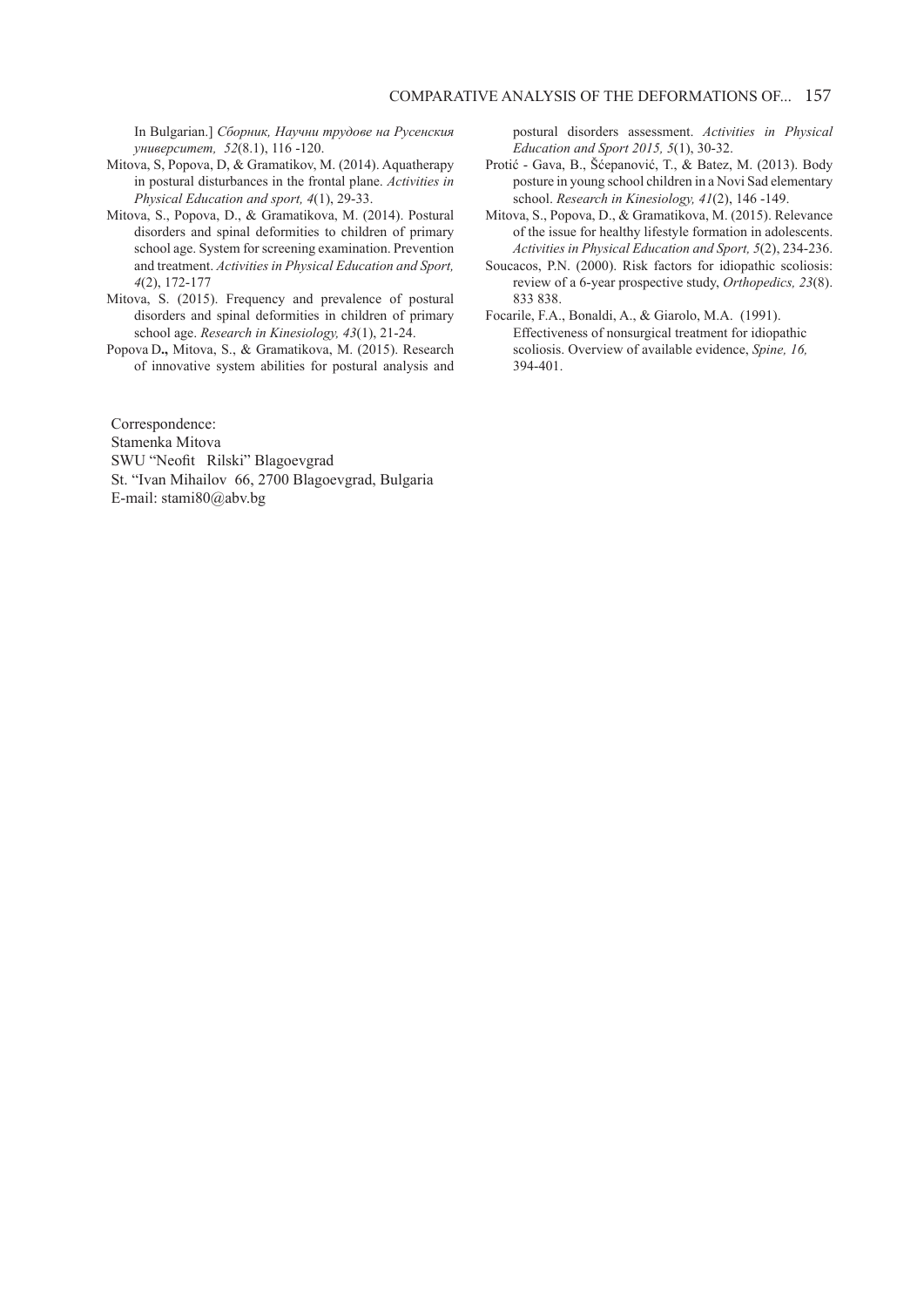In Bulgarian.] *Сборник, Научни трудове на Русенския университет, 52*(8.1), 116 -120.

Mitova, S, Popova, D, & Gramatikov, M. (2014). Aquatherapy in postural disturbances in the frontal plane. *Activities in Physical Education and sport, 4*(1), 29-33.

Mitova, S., Popova, D., & Gramatikova, M. (2014). Postural disorders and spinal deformities to children of primary school age. System for screening examination. Prevention and treatment. *Activities in Physical Education and Sport, 4*(2), 172-177

Mitova, S. (2015). Frequency and prevalence of postural disorders and spinal deformities in children of primary school age. *Research in Kinesiology, 43*(1), 21-24.

Popova D**.,** Mitova, S., & Gramatikova, M. (2015). Research of innovative system abilities for postural analysis and postural disorders assessment. *Activities in Physical Education and Sport 2015, 5*(1), 30-32.

Protić - Gava, B., Šćepanović, T., & Batez, M. (2013). Body posture in young school children in a Novi Sad elementary school. *Research in Kinesiology, 41*(2), 146 -149.

Mitova, S., Popova, D., & Gramatikova, M. (2015). Relevance of the issue for healthy lifestyle formation in adolescents. *Activities in Physical Education and Sport, 5*(2), 234-236.

Soucacos, P.N. (2000). Risk factors for idiopathic scoliosis: review of a 6-year prospective study, *Orthopedics, 23*(8). 833 838.

Focarile, F.A., Bonaldi, A., & Giarolo, M.A. (1991). Effectiveness of nonsurgical treatment for idiopathic scoliosis. Overview of available evidence, *Spine, 16,* 394-401.

Correspondence:
Stamenka Mitova
SWU "Neofit Rilski" Blagoevgrad
St. "Ivan Mihailov 66, 2700 Blagoevgrad, Bulgaria
E-mail: stami80@abv.bg